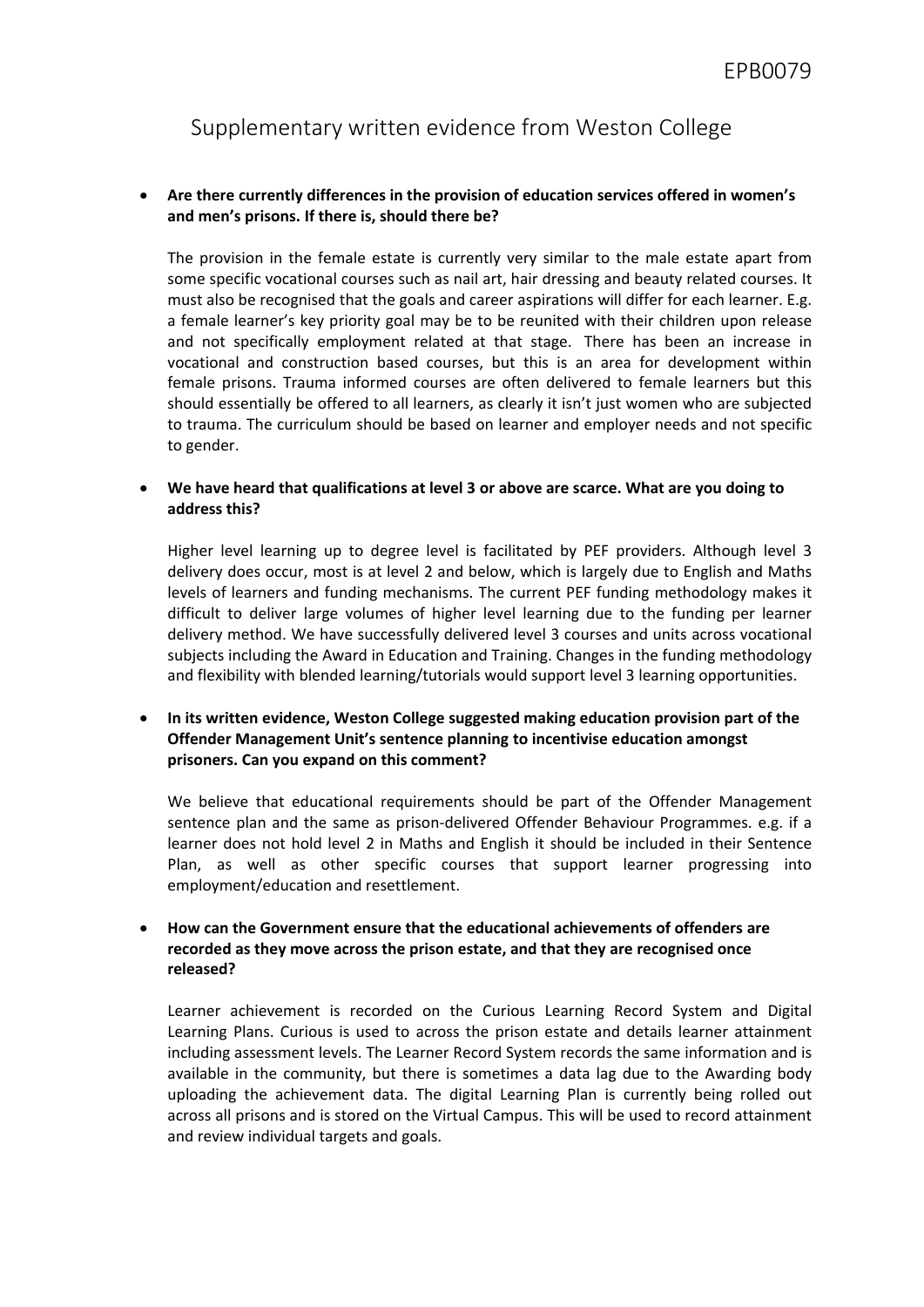# Supplementary written evidence from Weston College

- **Are there currently differences in the provision of education services offered in women's and men's prisons. If there is, should there be?**

  The provision in the female estate is currently very similar to the male estate apart from some specific vocational courses such as nail art, hair dressing and beauty related courses. It must also be recognised that the goals and career aspirations will differ for each learner. E.g. a female learner's key priority goal may be to be reunited with their children upon release and not specifically employment related at that stage. There has been an increase in vocational and construction based courses, but this is an area for development within female prisons. Trauma informed courses are often delivered to female learners but this should essentially be offered to all learners, as clearly it isn't just women who are subjected to trauma. The curriculum should be based on learner and employer needs and not specific to gender.

- **We have heard that qualifications at level 3 or above are scarce. What are you doing to address this?**

  Higher level learning up to degree level is facilitated by PEF providers. Although level 3 delivery does occur, most is at level 2 and below, which is largely due to English and Maths levels of learners and funding mechanisms. The current PEF funding methodology makes it difficult to deliver large volumes of higher level learning due to the funding per learner delivery method. We have successfully delivered level 3 courses and units across vocational subjects including the Award in Education and Training. Changes in the funding methodology and flexibility with blended learning/tutorials would support level 3 learning opportunities.

- **In its written evidence, Weston College suggested making education provision part of the Offender Management Unit's sentence planning to incentivise education amongst prisoners. Can you expand on this comment?**

  We believe that educational requirements should be part of the Offender Management sentence plan and the same as prison-delivered Offender Behaviour Programmes. e.g. if a learner does not hold level 2 in Maths and English it should be included in their Sentence Plan, as well as other specific courses that support learner progressing into employment/education and resettlement.

- **How can the Government ensure that the educational achievements of offenders are recorded as they move across the prison estate, and that they are recognised once released?**

  Learner achievement is recorded on the Curious Learning Record System and Digital Learning Plans. Curious is used to across the prison estate and details learner attainment including assessment levels. The Learner Record System records the same information and is available in the community, but there is sometimes a data lag due to the Awarding body uploading the achievement data. The digital Learning Plan is currently being rolled out across all prisons and is stored on the Virtual Campus. This will be used to record attainment and review individual targets and goals.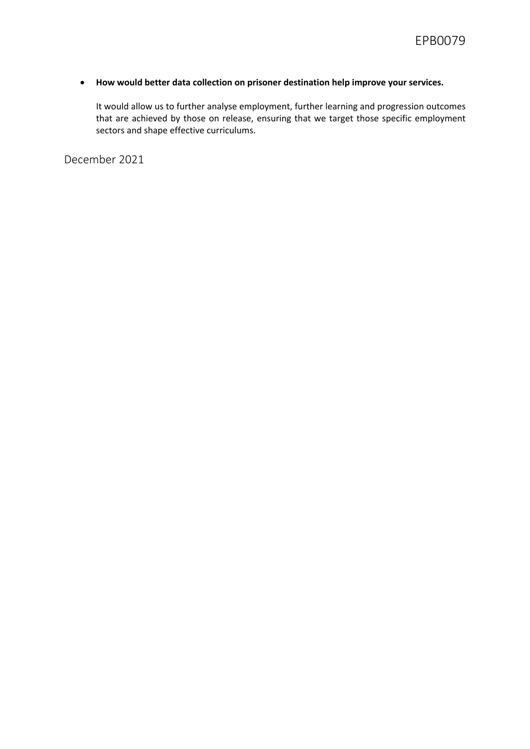- **How would better data collection on prisoner destination help improve your services.**

  It would allow us to further analyse employment, further learning and progression outcomes that are achieved by those on release, ensuring that we target those specific employment sectors and shape effective curriculums.

December 2021